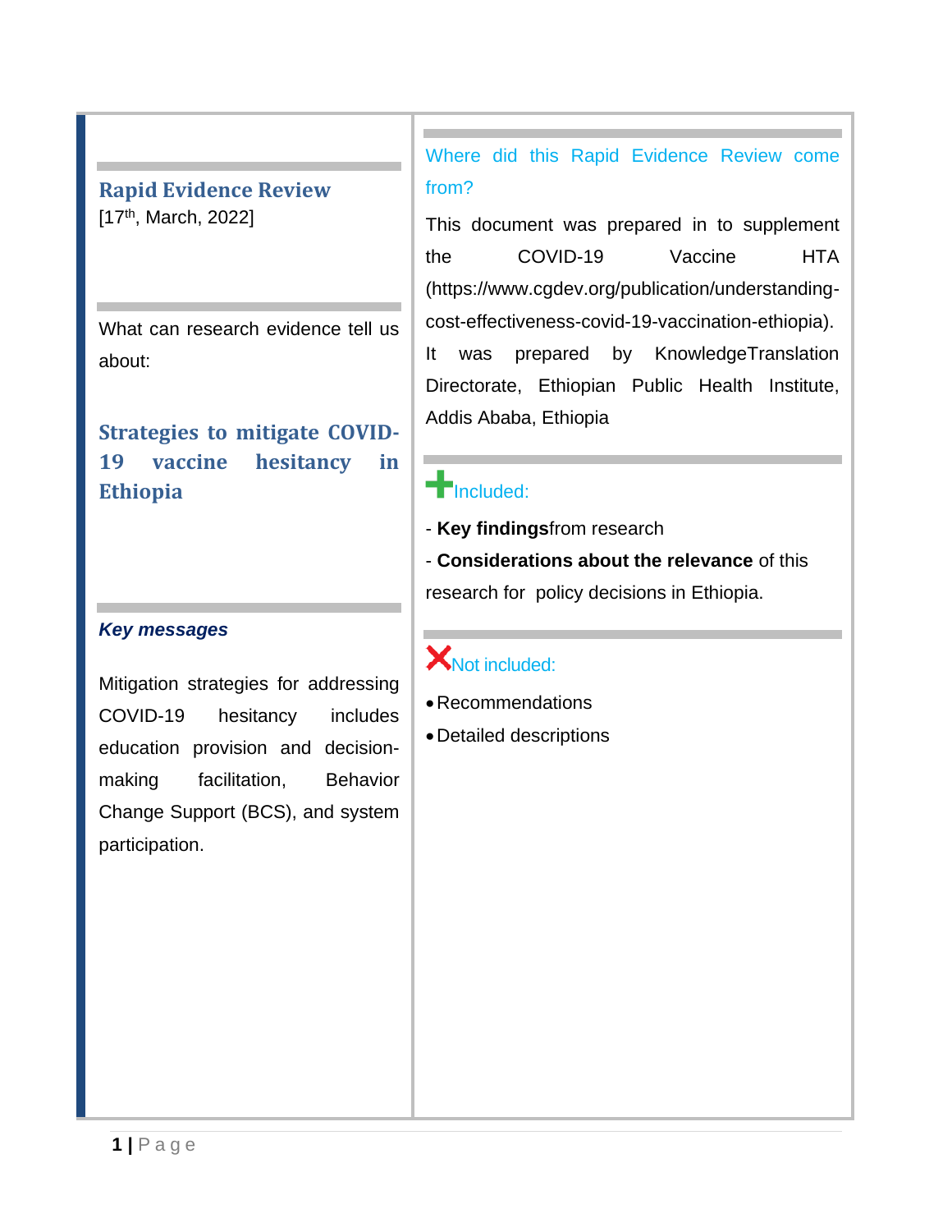## Rapid Evidence Review

[17th, March, 2022]

What can research evidence tell us about:

# Strategies to mitigate COVID-19 vaccine hesitancy in Ethiopia

***Key messages***

Mitigation strategies for addressing COVID-19 hesitancy includes education provision and decision-making facilitation, Behavior Change Support (BCS), and system participation.

### Where did this Rapid Evidence Review come from?

This document was prepared in to supplement the COVID-19 Vaccine HTA (https://www.cgdev.org/publication/understanding-cost-effectiveness-covid-19-vaccination-ethiopia). It was prepared by KnowledgeTranslation Directorate, Ethiopian Public Health Institute, Addis Ababa, Ethiopia

### Included:

- **Key findings**from research
- **Considerations about the relevance** of this research for policy decisions in Ethiopia.

### Not included:

- Recommendations
- Detailed descriptions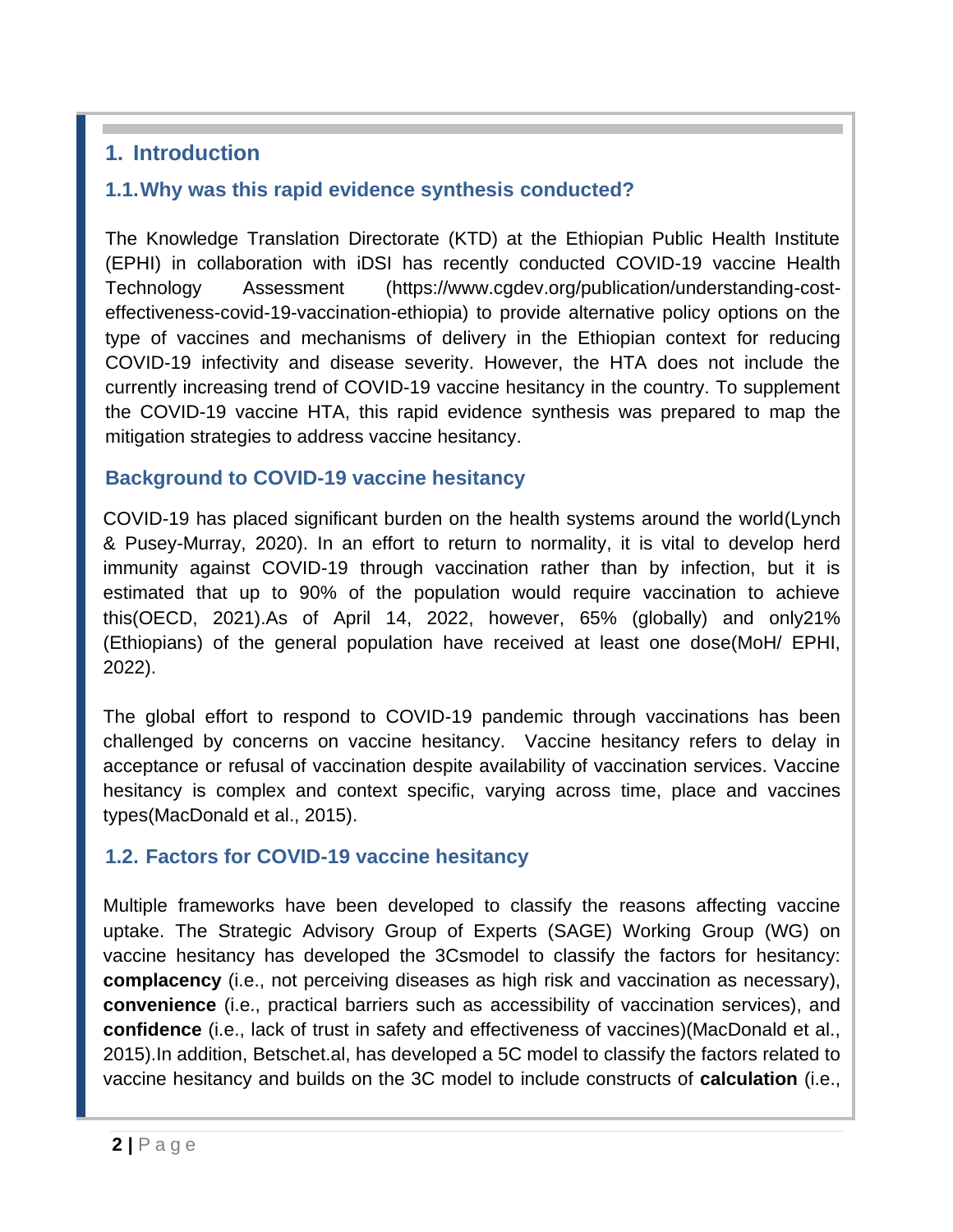# 1. Introduction

## 1.1. Why was this rapid evidence synthesis conducted?

The Knowledge Translation Directorate (KTD) at the Ethiopian Public Health Institute (EPHI) in collaboration with iDSI has recently conducted COVID-19 vaccine Health Technology Assessment (https://www.cgdev.org/publication/understanding-cost-effectiveness-covid-19-vaccination-ethiopia) to provide alternative policy options on the type of vaccines and mechanisms of delivery in the Ethiopian context for reducing COVID-19 infectivity and disease severity. However, the HTA does not include the currently increasing trend of COVID-19 vaccine hesitancy in the country. To supplement the COVID-19 vaccine HTA, this rapid evidence synthesis was prepared to map the mitigation strategies to address vaccine hesitancy.

## Background to COVID-19 vaccine hesitancy

COVID-19 has placed significant burden on the health systems around the world(Lynch & Pusey-Murray, 2020). In an effort to return to normality, it is vital to develop herd immunity against COVID-19 through vaccination rather than by infection, but it is estimated that up to 90% of the population would require vaccination to achieve this(OECD, 2021).As of April 14, 2022, however, 65% (globally) and only21% (Ethiopians) of the general population have received at least one dose(MoH/ EPHI, 2022).

The global effort to respond to COVID-19 pandemic through vaccinations has been challenged by concerns on vaccine hesitancy. Vaccine hesitancy refers to delay in acceptance or refusal of vaccination despite availability of vaccination services. Vaccine hesitancy is complex and context specific, varying across time, place and vaccines types(MacDonald et al., 2015).

## 1.2. Factors for COVID-19 vaccine hesitancy

Multiple frameworks have been developed to classify the reasons affecting vaccine uptake. The Strategic Advisory Group of Experts (SAGE) Working Group (WG) on vaccine hesitancy has developed the 3Csmodel to classify the factors for hesitancy: **complacency** (i.e., not perceiving diseases as high risk and vaccination as necessary), **convenience** (i.e., practical barriers such as accessibility of vaccination services), and **confidence** (i.e., lack of trust in safety and effectiveness of vaccines)(MacDonald et al., 2015).In addition, Betschet.al, has developed a 5C model to classify the factors related to vaccine hesitancy and builds on the 3C model to include constructs of **calculation** (i.e.,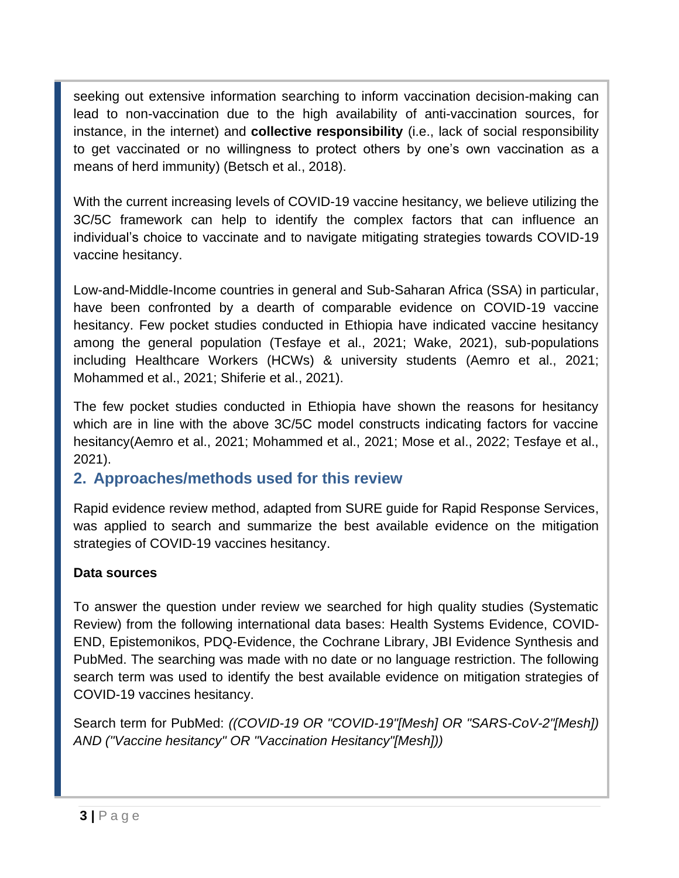seeking out extensive information searching to inform vaccination decision-making can lead to non-vaccination due to the high availability of anti-vaccination sources, for instance, in the internet) and **collective responsibility** (i.e., lack of social responsibility to get vaccinated or no willingness to protect others by one's own vaccination as a means of herd immunity) (Betsch et al., 2018).

With the current increasing levels of COVID-19 vaccine hesitancy, we believe utilizing the 3C/5C framework can help to identify the complex factors that can influence an individual's choice to vaccinate and to navigate mitigating strategies towards COVID-19 vaccine hesitancy.

Low-and-Middle-Income countries in general and Sub-Saharan Africa (SSA) in particular, have been confronted by a dearth of comparable evidence on COVID-19 vaccine hesitancy. Few pocket studies conducted in Ethiopia have indicated vaccine hesitancy among the general population (Tesfaye et al., 2021; Wake, 2021), sub-populations including Healthcare Workers (HCWs) & university students (Aemro et al., 2021; Mohammed et al., 2021; Shiferie et al., 2021).

The few pocket studies conducted in Ethiopia have shown the reasons for hesitancy which are in line with the above 3C/5C model constructs indicating factors for vaccine hesitancy(Aemro et al., 2021; Mohammed et al., 2021; Mose et al., 2022; Tesfaye et al., 2021).

## 2. Approaches/methods used for this review

Rapid evidence review method, adapted from SURE guide for Rapid Response Services, was applied to search and summarize the best available evidence on the mitigation strategies of COVID-19 vaccines hesitancy.

**Data sources**

To answer the question under review we searched for high quality studies (Systematic Review) from the following international data bases: Health Systems Evidence, COVID-END, Epistemonikos, PDQ-Evidence, the Cochrane Library, JBI Evidence Synthesis and PubMed. The searching was made with no date or no language restriction. The following search term was used to identify the best available evidence on mitigation strategies of COVID-19 vaccines hesitancy.

Search term for PubMed: *((COVID-19 OR "COVID-19"[Mesh] OR "SARS-CoV-2"[Mesh]) AND ("Vaccine hesitancy" OR "Vaccination Hesitancy"[Mesh]))*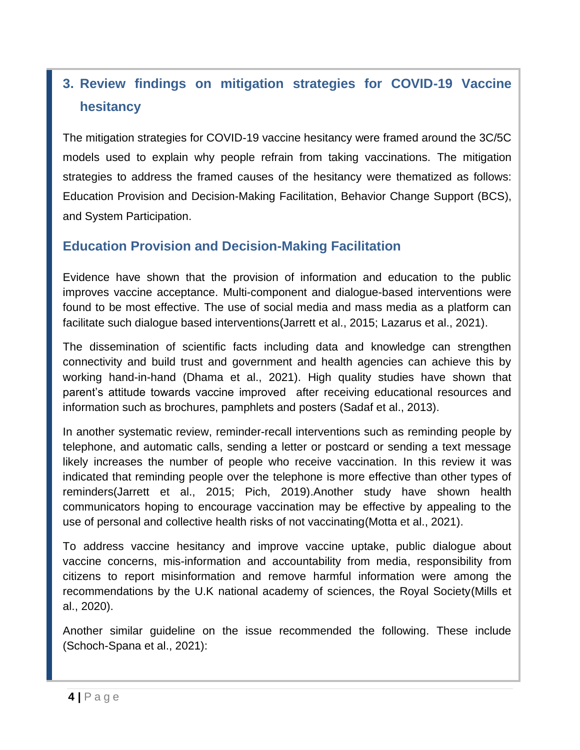## 3. Review findings on mitigation strategies for COVID-19 Vaccine hesitancy

The mitigation strategies for COVID-19 vaccine hesitancy were framed around the 3C/5C models used to explain why people refrain from taking vaccinations. The mitigation strategies to address the framed causes of the hesitancy were thematized as follows: Education Provision and Decision-Making Facilitation, Behavior Change Support (BCS), and System Participation.

### Education Provision and Decision-Making Facilitation

Evidence have shown that the provision of information and education to the public improves vaccine acceptance. Multi-component and dialogue-based interventions were found to be most effective. The use of social media and mass media as a platform can facilitate such dialogue based interventions(Jarrett et al., 2015; Lazarus et al., 2021).

The dissemination of scientific facts including data and knowledge can strengthen connectivity and build trust and government and health agencies can achieve this by working hand-in-hand (Dhama et al., 2021). High quality studies have shown that parent's attitude towards vaccine improved after receiving educational resources and information such as brochures, pamphlets and posters (Sadaf et al., 2013).

In another systematic review, reminder-recall interventions such as reminding people by telephone, and automatic calls, sending a letter or postcard or sending a text message likely increases the number of people who receive vaccination. In this review it was indicated that reminding people over the telephone is more effective than other types of reminders(Jarrett et al., 2015; Pich, 2019).Another study have shown health communicators hoping to encourage vaccination may be effective by appealing to the use of personal and collective health risks of not vaccinating(Motta et al., 2021).

To address vaccine hesitancy and improve vaccine uptake, public dialogue about vaccine concerns, mis-information and accountability from media, responsibility from citizens to report misinformation and remove harmful information were among the recommendations by the U.K national academy of sciences, the Royal Society(Mills et al., 2020).

Another similar guideline on the issue recommended the following. These include (Schoch-Spana et al., 2021):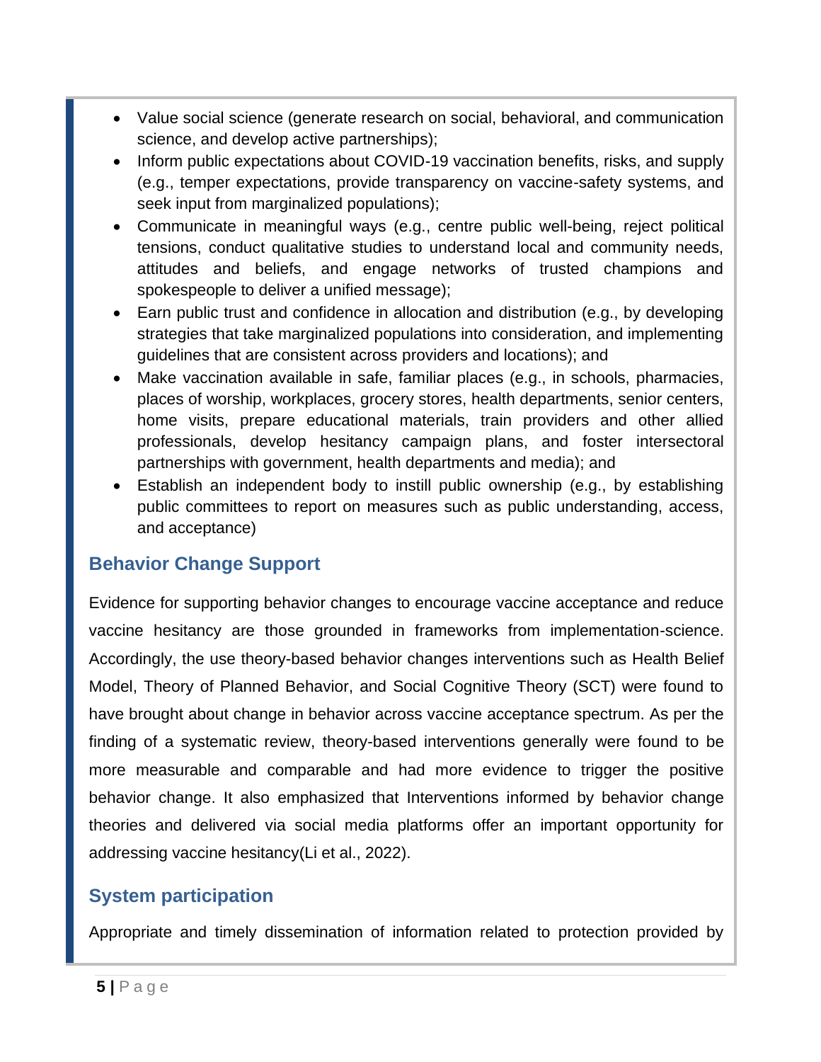- Value social science (generate research on social, behavioral, and communication science, and develop active partnerships);
- Inform public expectations about COVID-19 vaccination benefits, risks, and supply (e.g., temper expectations, provide transparency on vaccine-safety systems, and seek input from marginalized populations);
- Communicate in meaningful ways (e.g., centre public well-being, reject political tensions, conduct qualitative studies to understand local and community needs, attitudes and beliefs, and engage networks of trusted champions and spokespeople to deliver a unified message);
- Earn public trust and confidence in allocation and distribution (e.g., by developing strategies that take marginalized populations into consideration, and implementing guidelines that are consistent across providers and locations); and
- Make vaccination available in safe, familiar places (e.g., in schools, pharmacies, places of worship, workplaces, grocery stores, health departments, senior centers, home visits, prepare educational materials, train providers and other allied professionals, develop hesitancy campaign plans, and foster intersectoral partnerships with government, health departments and media); and
- Establish an independent body to instill public ownership (e.g., by establishing public committees to report on measures such as public understanding, access, and acceptance)

## Behavior Change Support

Evidence for supporting behavior changes to encourage vaccine acceptance and reduce vaccine hesitancy are those grounded in frameworks from implementation-science. Accordingly, the use theory-based behavior changes interventions such as Health Belief Model, Theory of Planned Behavior, and Social Cognitive Theory (SCT) were found to have brought about change in behavior across vaccine acceptance spectrum. As per the finding of a systematic review, theory-based interventions generally were found to be more measurable and comparable and had more evidence to trigger the positive behavior change. It also emphasized that Interventions informed by behavior change theories and delivered via social media platforms offer an important opportunity for addressing vaccine hesitancy(Li et al., 2022).

## System participation

Appropriate and timely dissemination of information related to protection provided by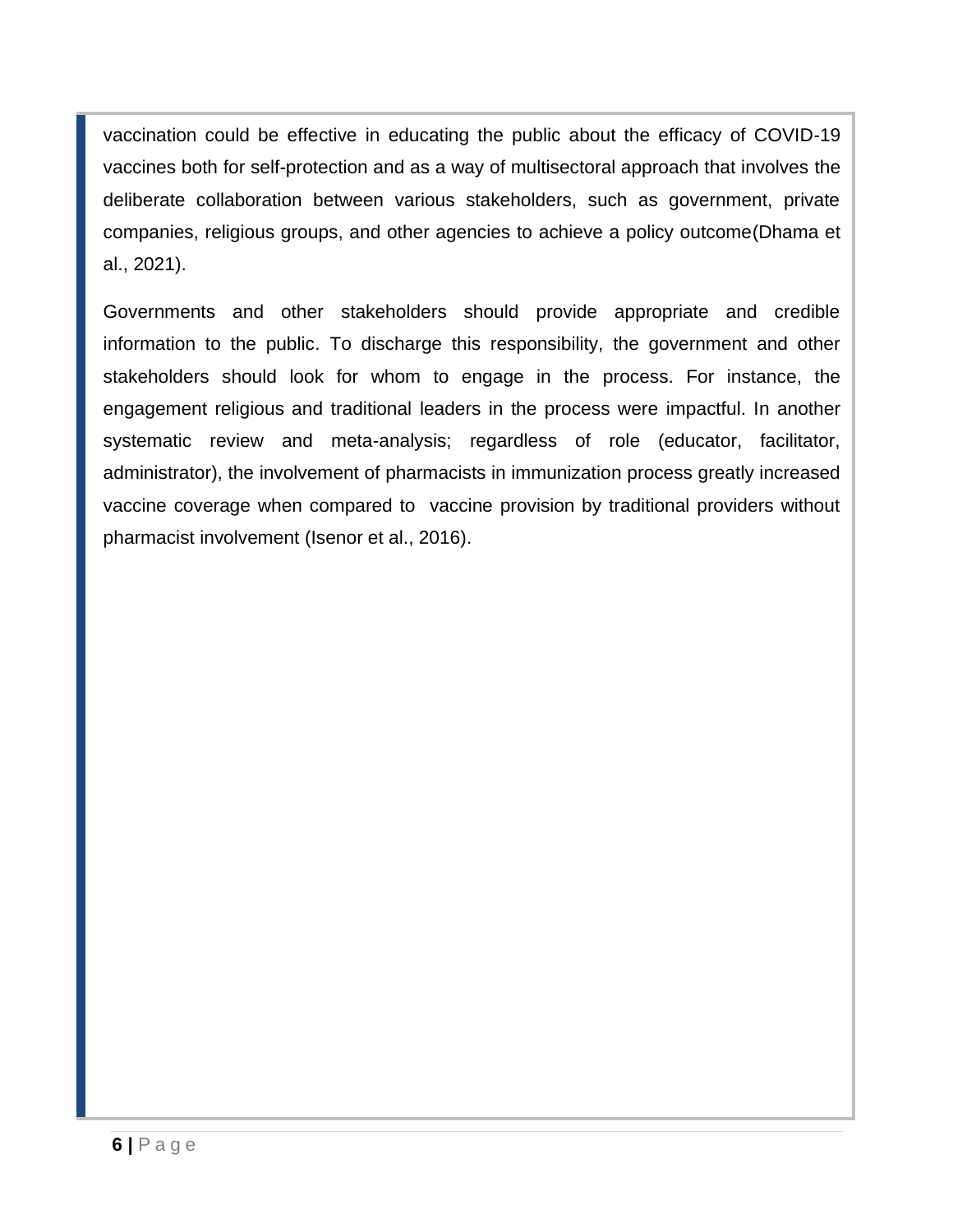vaccination could be effective in educating the public about the efficacy of COVID-19 vaccines both for self-protection and as a way of multisectoral approach that involves the deliberate collaboration between various stakeholders, such as government, private companies, religious groups, and other agencies to achieve a policy outcome(Dhama et al., 2021).

Governments and other stakeholders should provide appropriate and credible information to the public. To discharge this responsibility, the government and other stakeholders should look for whom to engage in the process. For instance, the engagement religious and traditional leaders in the process were impactful. In another systematic review and meta-analysis; regardless of role (educator, facilitator, administrator), the involvement of pharmacists in immunization process greatly increased vaccine coverage when compared to  vaccine provision by traditional providers without pharmacist involvement (Isenor et al., 2016).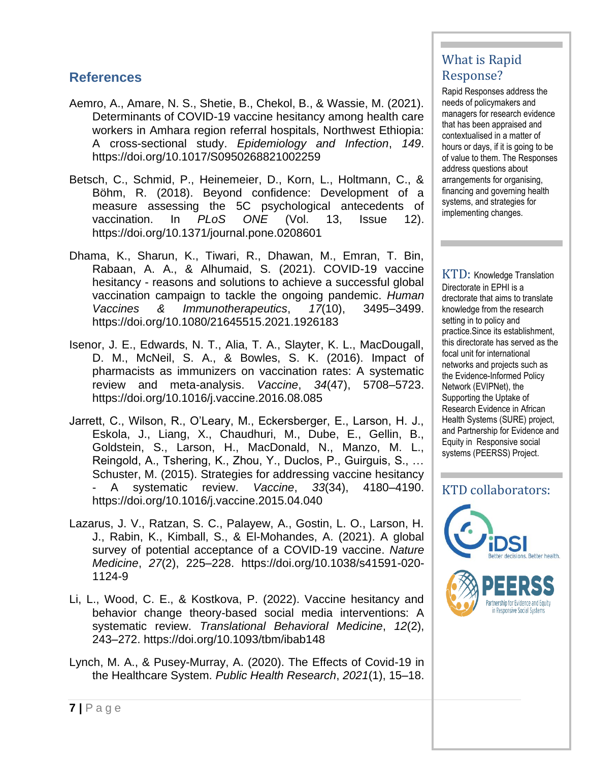## References

Aemro, A., Amare, N. S., Shetie, B., Chekol, B., & Wassie, M. (2021). Determinants of COVID-19 vaccine hesitancy among health care workers in Amhara region referral hospitals, Northwest Ethiopia: A cross-sectional study. *Epidemiology and Infection*, *149*. https://doi.org/10.1017/S0950268821002259

Betsch, C., Schmid, P., Heinemeier, D., Korn, L., Holtmann, C., & Böhm, R. (2018). Beyond confidence: Development of a measure assessing the 5C psychological antecedents of vaccination. In *PLoS ONE* (Vol. 13, Issue 12). https://doi.org/10.1371/journal.pone.0208601

Dhama, K., Sharun, K., Tiwari, R., Dhawan, M., Emran, T. Bin, Rabaan, A. A., & Alhumaid, S. (2021). COVID-19 vaccine hesitancy - reasons and solutions to achieve a successful global vaccination campaign to tackle the ongoing pandemic. *Human Vaccines & Immunotherapeutics*, *17*(10), 3495–3499. https://doi.org/10.1080/21645515.2021.1926183

Isenor, J. E., Edwards, N. T., Alia, T. A., Slayter, K. L., MacDougall, D. M., McNeil, S. A., & Bowles, S. K. (2016). Impact of pharmacists as immunizers on vaccination rates: A systematic review and meta-analysis. *Vaccine*, *34*(47), 5708–5723. https://doi.org/10.1016/j.vaccine.2016.08.085

Jarrett, C., Wilson, R., O'Leary, M., Eckersberger, E., Larson, H. J., Eskola, J., Liang, X., Chaudhuri, M., Dube, E., Gellin, B., Goldstein, S., Larson, H., MacDonald, N., Manzo, M. L., Reingold, A., Tshering, K., Zhou, Y., Duclos, P., Guirguis, S., … Schuster, M. (2015). Strategies for addressing vaccine hesitancy - A systematic review. *Vaccine*, *33*(34), 4180–4190. https://doi.org/10.1016/j.vaccine.2015.04.040

Lazarus, J. V., Ratzan, S. C., Palayew, A., Gostin, L. O., Larson, H. J., Rabin, K., Kimball, S., & El-Mohandes, A. (2021). A global survey of potential acceptance of a COVID-19 vaccine. *Nature Medicine*, *27*(2), 225–228. https://doi.org/10.1038/s41591-020-1124-9

Li, L., Wood, C. E., & Kostkova, P. (2022). Vaccine hesitancy and behavior change theory-based social media interventions: A systematic review. *Translational Behavioral Medicine*, *12*(2), 243–272. https://doi.org/10.1093/tbm/ibab148

Lynch, M. A., & Pusey-Murray, A. (2020). The Effects of Covid-19 in the Healthcare System. *Public Health Research*, *2021*(1), 15–18.

### What is Rapid Response?

Rapid Responses address the needs of policymakers and managers for research evidence that has been appraised and contextualised in a matter of hours or days, if it is going to be of value to them. The Responses address questions about arrangements for organising, financing and governing health systems, and strategies for implementing changes.

**KTD:** Knowledge Translation Directorate in EPHI is a drectorate that aims to translate knowledge from the research setting in to policy and practice.Since its establishment, this directorate has served as the focal unit for international networks and projects such as the Evidence-Informed Policy Network (EVIPNet), the Supporting the Uptake of Research Evidence in African Health Systems (SURE) project, and Partnership for Evidence and Equity in Responsive social systems (PEERSS) Project.

### KTD collaborators:

iDSI – Better decisions. Better health.

PEERSS – Partnership for Evidence and Equity in Responsive Social Systems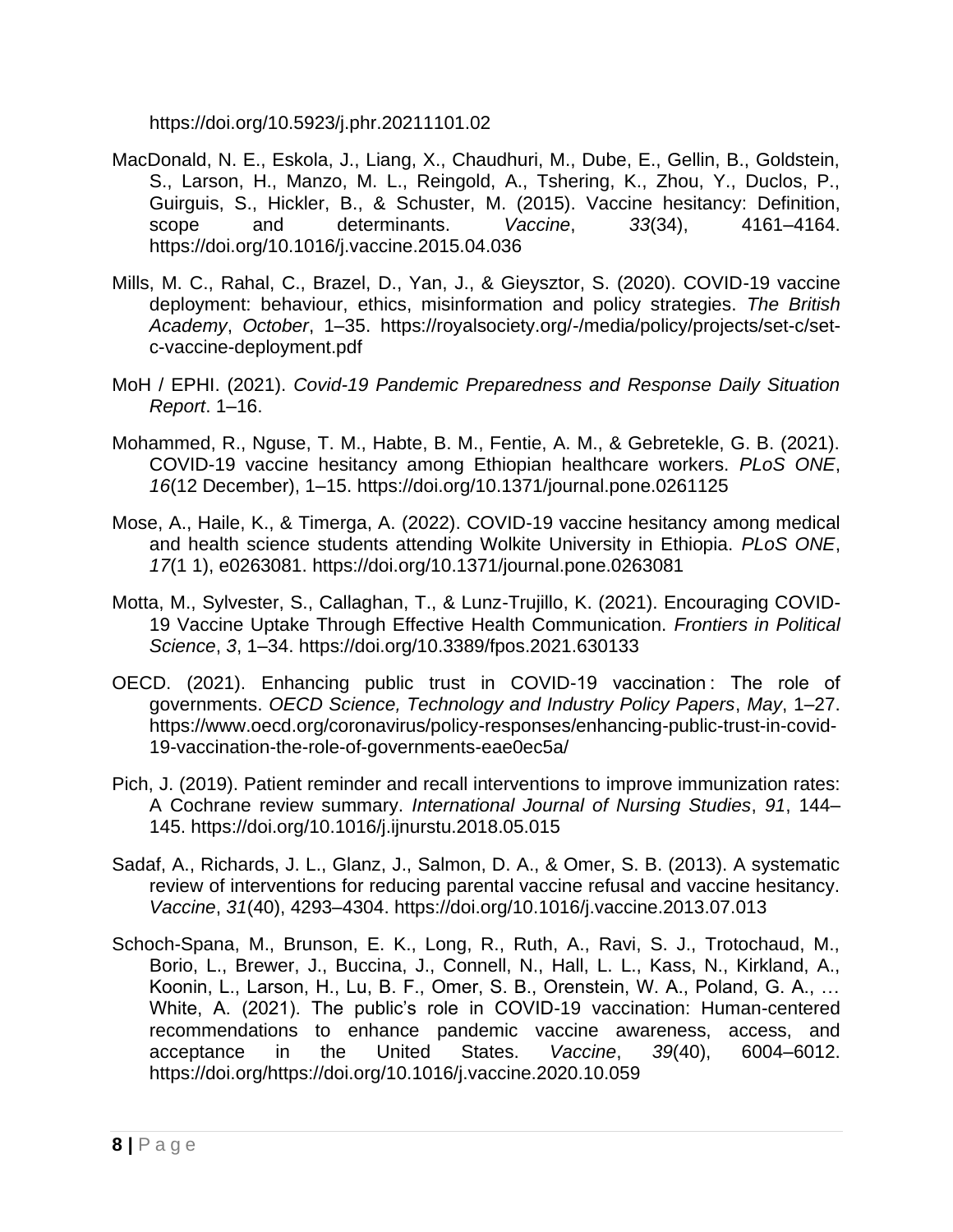https://doi.org/10.5923/j.phr.20211101.02

MacDonald, N. E., Eskola, J., Liang, X., Chaudhuri, M., Dube, E., Gellin, B., Goldstein, S., Larson, H., Manzo, M. L., Reingold, A., Tshering, K., Zhou, Y., Duclos, P., Guirguis, S., Hickler, B., & Schuster, M. (2015). Vaccine hesitancy: Definition, scope and determinants. *Vaccine*, *33*(34), 4161–4164. https://doi.org/10.1016/j.vaccine.2015.04.036

Mills, M. C., Rahal, C., Brazel, D., Yan, J., & Gieysztor, S. (2020). COVID-19 vaccine deployment: behaviour, ethics, misinformation and policy strategies. *The British Academy*, *October*, 1–35. https://royalsociety.org/-/media/policy/projects/set-c/set-c-vaccine-deployment.pdf

MoH / EPHI. (2021). *Covid-19 Pandemic Preparedness and Response Daily Situation Report*. 1–16.

Mohammed, R., Nguse, T. M., Habte, B. M., Fentie, A. M., & Gebretekle, G. B. (2021). COVID-19 vaccine hesitancy among Ethiopian healthcare workers. *PLoS ONE*, *16*(12 December), 1–15. https://doi.org/10.1371/journal.pone.0261125

Mose, A., Haile, K., & Timerga, A. (2022). COVID-19 vaccine hesitancy among medical and health science students attending Wolkite University in Ethiopia. *PLoS ONE*, *17*(1 1), e0263081. https://doi.org/10.1371/journal.pone.0263081

Motta, M., Sylvester, S., Callaghan, T., & Lunz-Trujillo, K. (2021). Encouraging COVID-19 Vaccine Uptake Through Effective Health Communication. *Frontiers in Political Science*, *3*, 1–34. https://doi.org/10.3389/fpos.2021.630133

OECD. (2021). Enhancing public trust in COVID-19 vaccination : The role of governments. *OECD Science, Technology and Industry Policy Papers*, *May*, 1–27. https://www.oecd.org/coronavirus/policy-responses/enhancing-public-trust-in-covid-19-vaccination-the-role-of-governments-eae0ec5a/

Pich, J. (2019). Patient reminder and recall interventions to improve immunization rates: A Cochrane review summary. *International Journal of Nursing Studies*, *91*, 144–145. https://doi.org/10.1016/j.ijnurstu.2018.05.015

Sadaf, A., Richards, J. L., Glanz, J., Salmon, D. A., & Omer, S. B. (2013). A systematic review of interventions for reducing parental vaccine refusal and vaccine hesitancy. *Vaccine*, *31*(40), 4293–4304. https://doi.org/10.1016/j.vaccine.2013.07.013

Schoch-Spana, M., Brunson, E. K., Long, R., Ruth, A., Ravi, S. J., Trotochaud, M., Borio, L., Brewer, J., Buccina, J., Connell, N., Hall, L. L., Kass, N., Kirkland, A., Koonin, L., Larson, H., Lu, B. F., Omer, S. B., Orenstein, W. A., Poland, G. A., … White, A. (2021). The public's role in COVID-19 vaccination: Human-centered recommendations to enhance pandemic vaccine awareness, access, and acceptance in the United States. *Vaccine*, *39*(40), 6004–6012. https://doi.org/https://doi.org/10.1016/j.vaccine.2020.10.059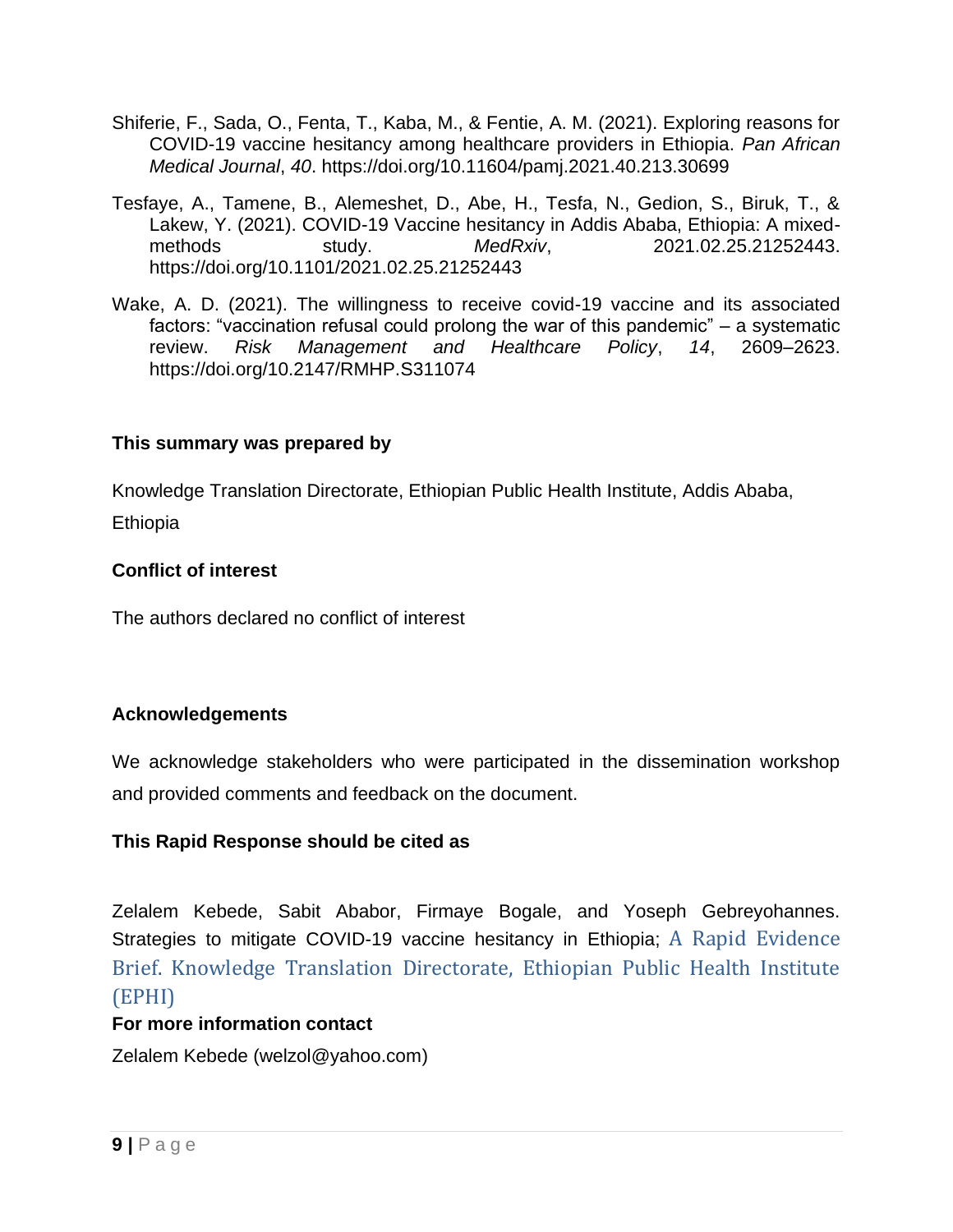Shiferie, F., Sada, O., Fenta, T., Kaba, M., & Fentie, A. M. (2021). Exploring reasons for COVID-19 vaccine hesitancy among healthcare providers in Ethiopia. *Pan African Medical Journal*, *40*. https://doi.org/10.11604/pamj.2021.40.213.30699

Tesfaye, A., Tamene, B., Alemeshet, D., Abe, H., Tesfa, N., Gedion, S., Biruk, T., & Lakew, Y. (2021). COVID-19 Vaccine hesitancy in Addis Ababa, Ethiopia: A mixed-methods study. *MedRxiv*, 2021.02.25.21252443. https://doi.org/10.1101/2021.02.25.21252443

Wake, A. D. (2021). The willingness to receive covid-19 vaccine and its associated factors: "vaccination refusal could prolong the war of this pandemic" – a systematic review. *Risk Management and Healthcare Policy*, *14*, 2609–2623. https://doi.org/10.2147/RMHP.S311074

**This summary was prepared by**

Knowledge Translation Directorate, Ethiopian Public Health Institute, Addis Ababa, Ethiopia

**Conflict of interest**

The authors declared no conflict of interest

**Acknowledgements**

We acknowledge stakeholders who were participated in the dissemination workshop and provided comments and feedback on the document.

**This Rapid Response should be cited as**

Zelalem Kebede, Sabit Ababor, Firmaye Bogale, and Yoseph Gebreyohannes. Strategies to mitigate COVID-19 vaccine hesitancy in Ethiopia; A Rapid Evidence Brief. Knowledge Translation Directorate, Ethiopian Public Health Institute (EPHI)

**For more information contact**

Zelalem Kebede (welzol@yahoo.com)